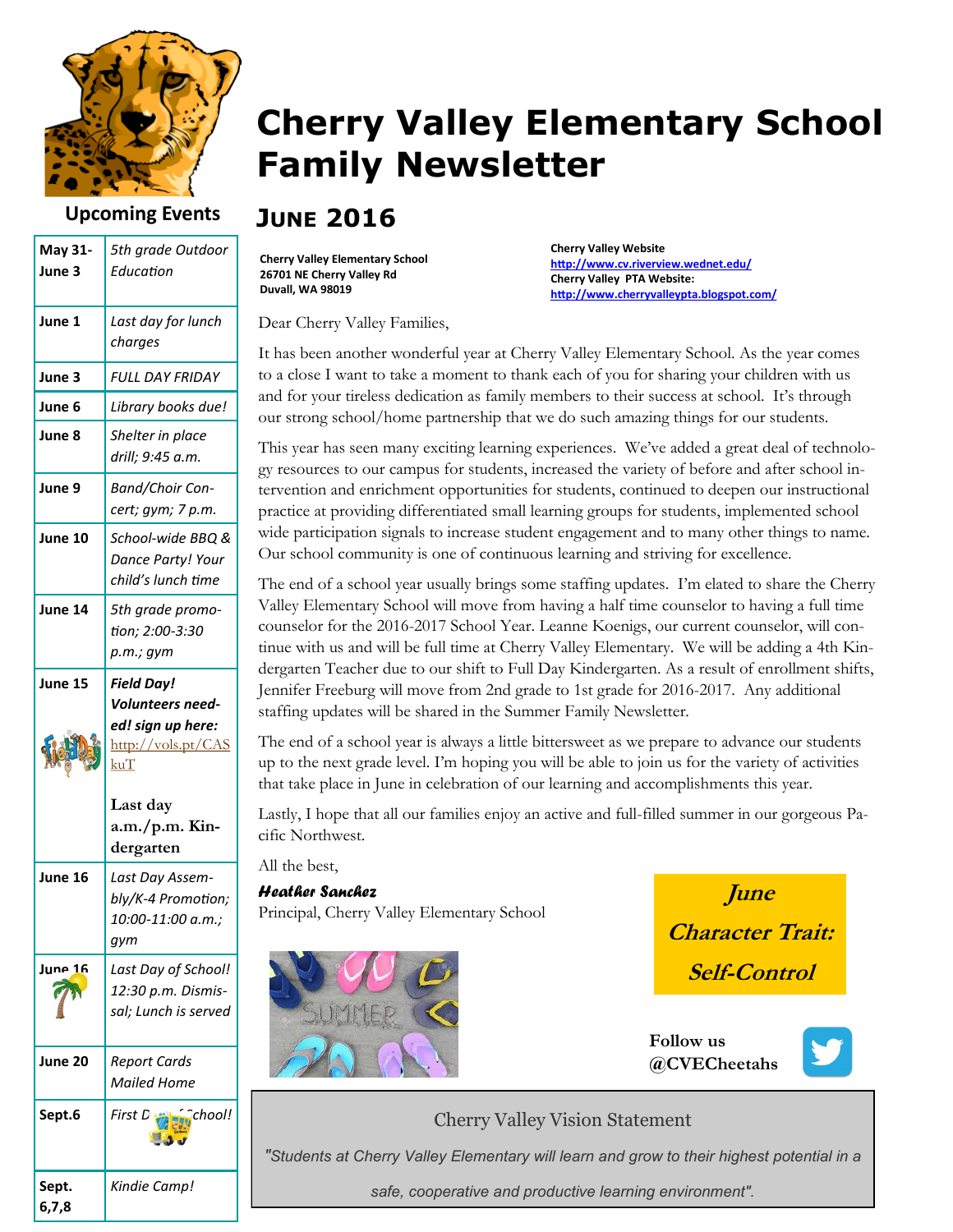# Cherry Valley Elementary School Family Newsletter

## June 2016

**Cherry Valley Elementary School**
**26701 NE Cherry Valley Rd**
**Duvall, WA 98019**

**Cherry Valley Website**
**http://www.cv.riverview.wednet.edu/**
**Cherry Valley PTA Website:**
**http://www.cherryvalleypta.blogspot.com/**

### Upcoming Events

| Date | Event |
|---|---|
| **May 31-June 3** | *5th grade Outdoor Education* |
| **June 1** | *Last day for lunch charges* |
| **June 3** | *FULL DAY FRIDAY* |
| **June 6** | *Library books due!* |
| **June 8** | *Shelter in place drill; 9:45 a.m.* |
| **June 9** | *Band/Choir Concert; gym; 7 p.m.* |
| **June 10** | *School-wide BBQ & Dance Party! Your child's lunch time* |
| **June 14** | *5th grade promotion; 2:00-3:30 p.m.; gym* |
| **June 15** | ***Field Day! Volunteers needed! sign up here:*** http://vols.pt/CASkuT **Last day a.m./p.m. Kindergarten** |
| **June 16** | *Last Day Assembly/K-4 Promotion; 10:00-11:00 a.m.; gym* |
| **June 16** | *Last Day of School! 12:30 p.m. Dismissal; Lunch is served* |
| **June 20** | *Report Cards Mailed Home* |
| **Sept.6** | *First Day of School!* |
| **Sept. 6,7,8** | *Kindie Camp!* |

Dear Cherry Valley Families,

It has been another wonderful year at Cherry Valley Elementary School. As the year comes to a close I want to take a moment to thank each of you for sharing your children with us and for your tireless dedication as family members to their success at school. It's through our strong school/home partnership that we do such amazing things for our students.

This year has seen many exciting learning experiences. We've added a great deal of technology resources to our campus for students, increased the variety of before and after school intervention and enrichment opportunities for students, continued to deepen our instructional practice at providing differentiated small learning groups for students, implemented school wide participation signals to increase student engagement and to many other things to name. Our school community is one of continuous learning and striving for excellence.

The end of a school year usually brings some staffing updates. I'm elated to share the Cherry Valley Elementary School will move from having a half time counselor to having a full time counselor for the 2016-2017 School Year. Leanne Koenigs, our current counselor, will continue with us and will be full time at Cherry Valley Elementary. We will be adding a 4th Kindergarten Teacher due to our shift to Full Day Kindergarten. As a result of enrollment shifts, Jennifer Freeburg will move from 2nd grade to 1st grade for 2016-2017. Any additional staffing updates will be shared in the Summer Family Newsletter.

The end of a school year is always a little bittersweet as we prepare to advance our students up to the next grade level. I'm hoping you will be able to join us for the variety of activities that take place in June in celebration of our learning and accomplishments this year.

Lastly, I hope that all our families enjoy an active and full-filled summer in our gorgeous Pacific Northwest.

All the best,

***Heather Sanchez***
Principal, Cherry Valley Elementary School

***June Character Trait: Self-Control***

**Follow us @CVECheetahs**

Cherry Valley Vision Statement

*"Students at Cherry Valley Elementary will learn and grow to their highest potential in a safe, cooperative and productive learning environment".*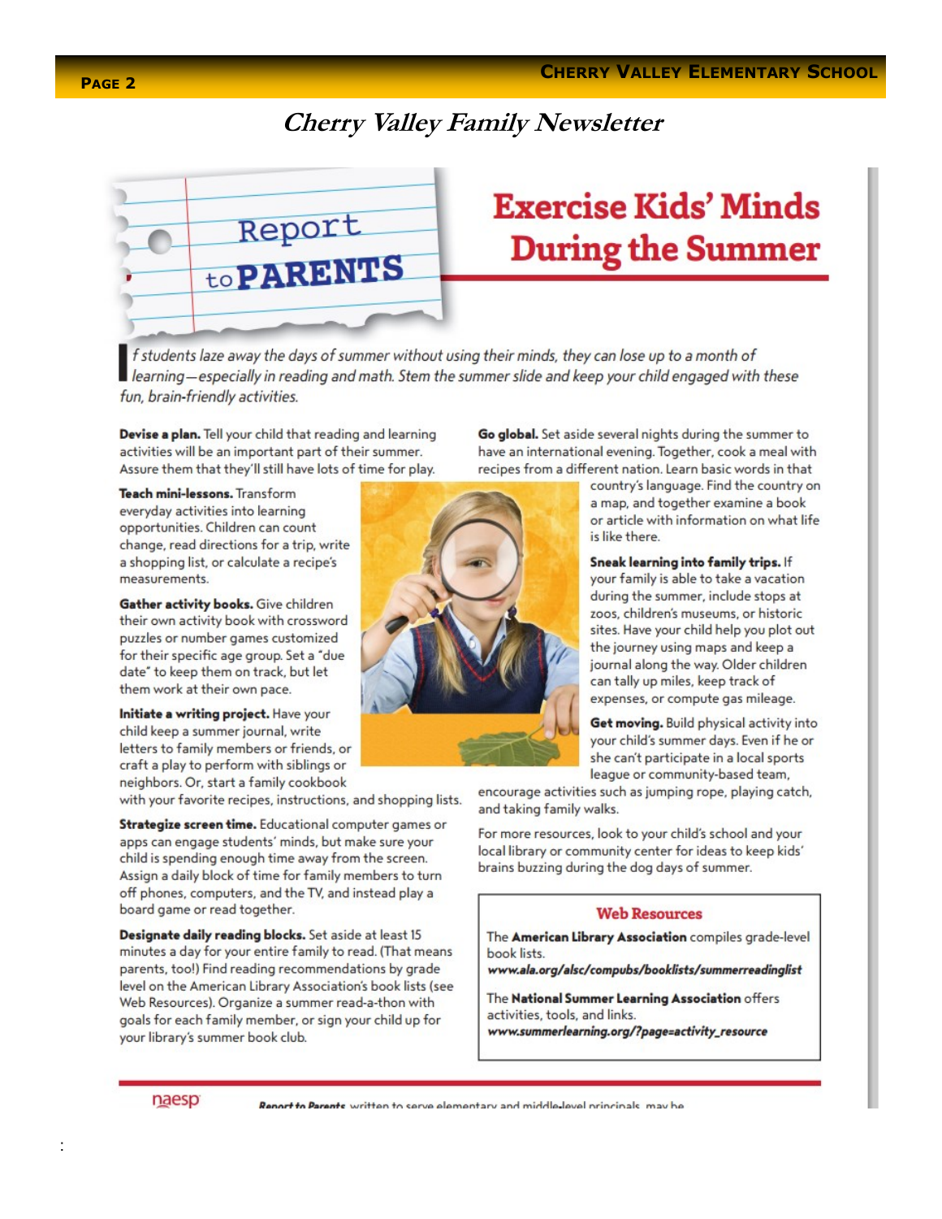# Cherry Valley Family Newsletter

Report to PARENTS

## Exercise Kids' Minds During the Summer

*If students laze away the days of summer without using their minds, they can lose up to a month of learning—especially in reading and math. Stem the summer slide and keep your child engaged with these fun, brain-friendly activities.*

**Devise a plan.** Tell your child that reading and learning activities will be an important part of their summer. Assure them that they'll still have lots of time for play.

**Teach mini-lessons.** Transform everyday activities into learning opportunities. Children can count change, read directions for a trip, write a shopping list, or calculate a recipe's measurements.

**Gather activity books.** Give children their own activity book with crossword puzzles or number games customized for their specific age group. Set a "due date" to keep them on track, but let them work at their own pace.

**Initiate a writing project.** Have your child keep a summer journal, write letters to family members or friends, or craft a play to perform with siblings or neighbors. Or, start a family cookbook with your favorite recipes, instructions, and shopping lists.

**Strategize screen time.** Educational computer games or apps can engage students' minds, but make sure your child is spending enough time away from the screen. Assign a daily block of time for family members to turn off phones, computers, and the TV, and instead play a board game or read together.

**Designate daily reading blocks.** Set aside at least 15 minutes a day for your entire family to read. (That means parents, too!) Find reading recommendations by grade level on the American Library Association's book lists (see Web Resources). Organize a summer read-a-thon with goals for each family member, or sign your child up for your library's summer book club.

**Go global.** Set aside several nights during the summer to have an international evening. Together, cook a meal with recipes from a different nation. Learn basic words in that country's language. Find the country on a map, and together examine a book or article with information on what life is like there.

**Sneak learning into family trips.** If your family is able to take a vacation during the summer, include stops at zoos, children's museums, or historic sites. Have your child help you plot out the journey using maps and keep a journal along the way. Older children can tally up miles, keep track of expenses, or compute gas mileage.

**Get moving.** Build physical activity into your child's summer days. Even if he or she can't participate in a local sports league or community-based team, encourage activities such as jumping rope, playing catch, and taking family walks.

For more resources, look to your child's school and your local library or community center for ideas to keep kids' brains buzzing during the dog days of summer.

### Web Resources

The **American Library Association** compiles grade-level book lists.
***www.ala.org/alsc/compubs/booklists/summerreadinglist***

The **National Summer Learning Association** offers activities, tools, and links.
***www.summerlearning.org/?page=activity_resource***

naesp

***Report to Parents*** written to serve elementary and middle-level principals may be